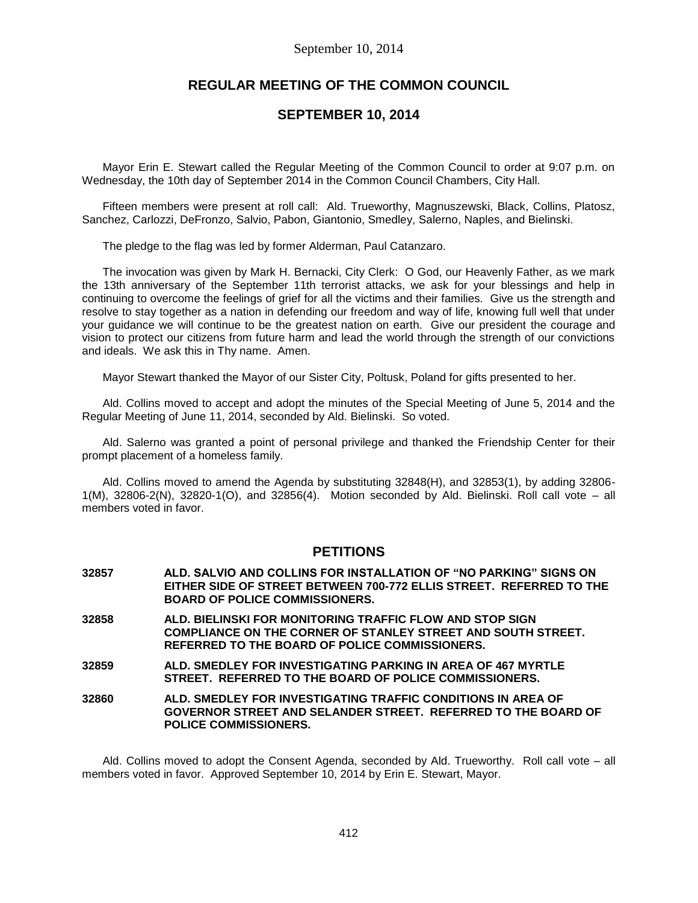# REGULAR MEETING OF THE COMMON COUNCIL

## SEPTEMBER 10, 2014

Mayor Erin E. Stewart called the Regular Meeting of the Common Council to order at 9:07 p.m. on Wednesday, the 10th day of September 2014 in the Common Council Chambers, City Hall.

Fifteen members were present at roll call: Ald. Trueworthy, Magnuszewski, Black, Collins, Platosz, Sanchez, Carlozzi, DeFronzo, Salvio, Pabon, Giantonio, Smedley, Salerno, Naples, and Bielinski.

The pledge to the flag was led by former Alderman, Paul Catanzaro.

The invocation was given by Mark H. Bernacki, City Clerk: O God, our Heavenly Father, as we mark the 13th anniversary of the September 11th terrorist attacks, we ask for your blessings and help in continuing to overcome the feelings of grief for all the victims and their families. Give us the strength and resolve to stay together as a nation in defending our freedom and way of life, knowing full well that under your guidance we will continue to be the greatest nation on earth. Give our president the courage and vision to protect our citizens from future harm and lead the world through the strength of our convictions and ideals. We ask this in Thy name. Amen.

Mayor Stewart thanked the Mayor of our Sister City, Poltusk, Poland for gifts presented to her.

Ald. Collins moved to accept and adopt the minutes of the Special Meeting of June 5, 2014 and the Regular Meeting of June 11, 2014, seconded by Ald. Bielinski. So voted.

Ald. Salerno was granted a point of personal privilege and thanked the Friendship Center for their prompt placement of a homeless family.

Ald. Collins moved to amend the Agenda by substituting 32848(H), and 32853(1), by adding 32806-1(M), 32806-2(N), 32820-1(O), and 32856(4). Motion seconded by Ald. Bielinski. Roll call vote – all members voted in favor.

## PETITIONS

**32857 ALD. SALVIO AND COLLINS FOR INSTALLATION OF "NO PARKING" SIGNS ON EITHER SIDE OF STREET BETWEEN 700-772 ELLIS STREET. REFERRED TO THE BOARD OF POLICE COMMISSIONERS.**

**32858 ALD. BIELINSKI FOR MONITORING TRAFFIC FLOW AND STOP SIGN COMPLIANCE ON THE CORNER OF STANLEY STREET AND SOUTH STREET. REFERRED TO THE BOARD OF POLICE COMMISSIONERS.**

**32859 ALD. SMEDLEY FOR INVESTIGATING PARKING IN AREA OF 467 MYRTLE STREET. REFERRED TO THE BOARD OF POLICE COMMISSIONERS.**

**32860 ALD. SMEDLEY FOR INVESTIGATING TRAFFIC CONDITIONS IN AREA OF GOVERNOR STREET AND SELANDER STREET. REFERRED TO THE BOARD OF POLICE COMMISSIONERS.**

Ald. Collins moved to adopt the Consent Agenda, seconded by Ald. Trueworthy. Roll call vote – all members voted in favor. Approved September 10, 2014 by Erin E. Stewart, Mayor.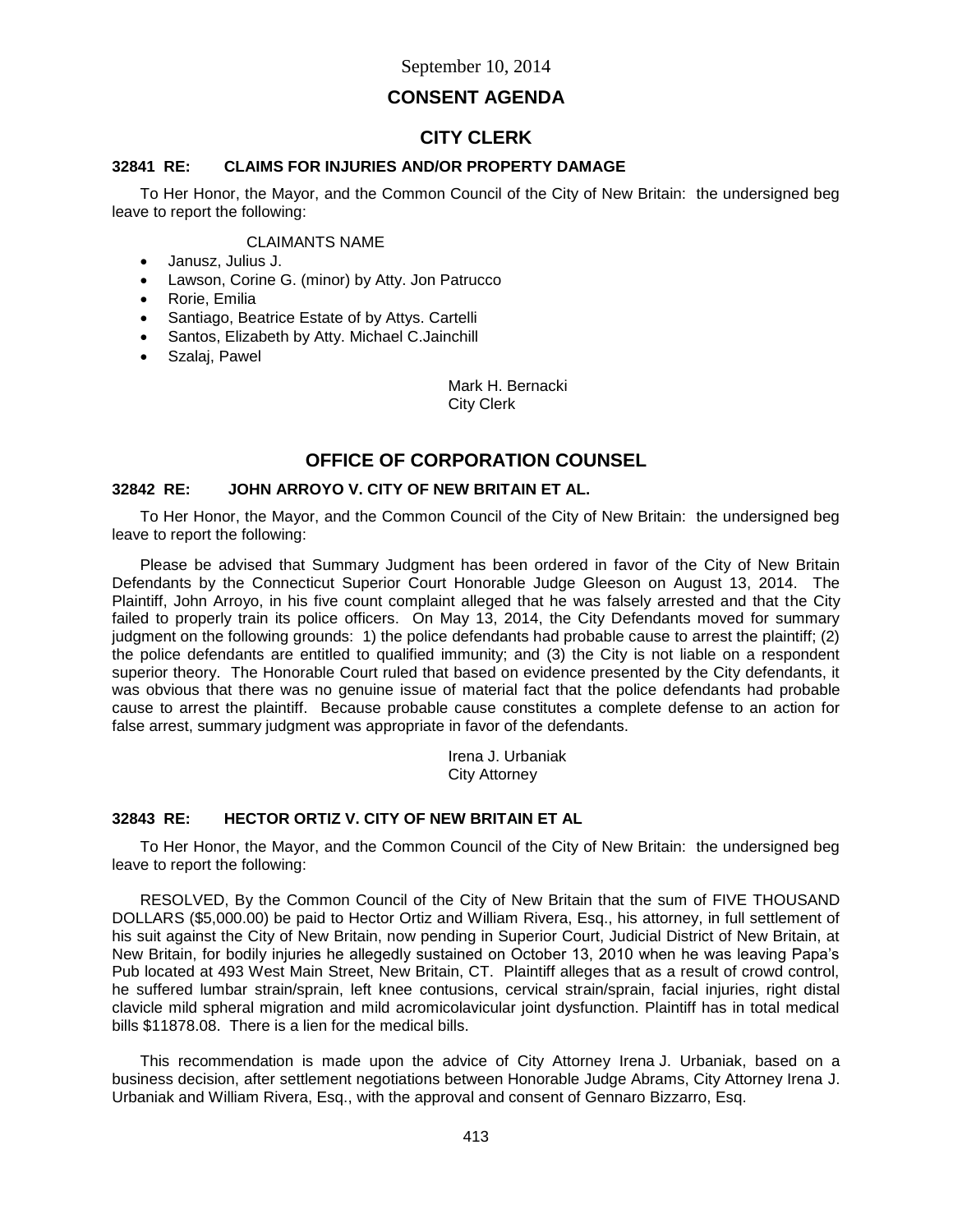September 10, 2014

# CONSENT AGENDA

## CITY CLERK

### 32841 RE: CLAIMS FOR INJURIES AND/OR PROPERTY DAMAGE

To Her Honor, the Mayor, and the Common Council of the City of New Britain: the undersigned beg leave to report the following:

CLAIMANTS NAME

- Janusz, Julius J.
- Lawson, Corine G. (minor) by Atty. Jon Patrucco
- Rorie, Emilia
- Santiago, Beatrice Estate of by Attys. Cartelli
- Santos, Elizabeth by Atty. Michael C.Jainchill
- Szalaj, Pawel

Mark H. Bernacki
City Clerk

## OFFICE OF CORPORATION COUNSEL

### 32842 RE: JOHN ARROYO V. CITY OF NEW BRITAIN ET AL.

To Her Honor, the Mayor, and the Common Council of the City of New Britain: the undersigned beg leave to report the following:

Please be advised that Summary Judgment has been ordered in favor of the City of New Britain Defendants by the Connecticut Superior Court Honorable Judge Gleeson on August 13, 2014. The Plaintiff, John Arroyo, in his five count complaint alleged that he was falsely arrested and that the City failed to properly train its police officers. On May 13, 2014, the City Defendants moved for summary judgment on the following grounds: 1) the police defendants had probable cause to arrest the plaintiff; (2) the police defendants are entitled to qualified immunity; and (3) the City is not liable on a respondent superior theory. The Honorable Court ruled that based on evidence presented by the City defendants, it was obvious that there was no genuine issue of material fact that the police defendants had probable cause to arrest the plaintiff. Because probable cause constitutes a complete defense to an action for false arrest, summary judgment was appropriate in favor of the defendants.

Irena J. Urbaniak
City Attorney

### 32843 RE: HECTOR ORTIZ V. CITY OF NEW BRITAIN ET AL

To Her Honor, the Mayor, and the Common Council of the City of New Britain: the undersigned beg leave to report the following:

RESOLVED, By the Common Council of the City of New Britain that the sum of FIVE THOUSAND DOLLARS ($5,000.00) be paid to Hector Ortiz and William Rivera, Esq., his attorney, in full settlement of his suit against the City of New Britain, now pending in Superior Court, Judicial District of New Britain, at New Britain, for bodily injuries he allegedly sustained on October 13, 2010 when he was leaving Papa's Pub located at 493 West Main Street, New Britain, CT. Plaintiff alleges that as a result of crowd control, he suffered lumbar strain/sprain, left knee contusions, cervical strain/sprain, facial injuries, right distal clavicle mild spheral migration and mild acromicolavicular joint dysfunction. Plaintiff has in total medical bills $11878.08. There is a lien for the medical bills.

This recommendation is made upon the advice of City Attorney Irena J. Urbaniak, based on a business decision, after settlement negotiations between Honorable Judge Abrams, City Attorney Irena J. Urbaniak and William Rivera, Esq., with the approval and consent of Gennaro Bizzarro, Esq.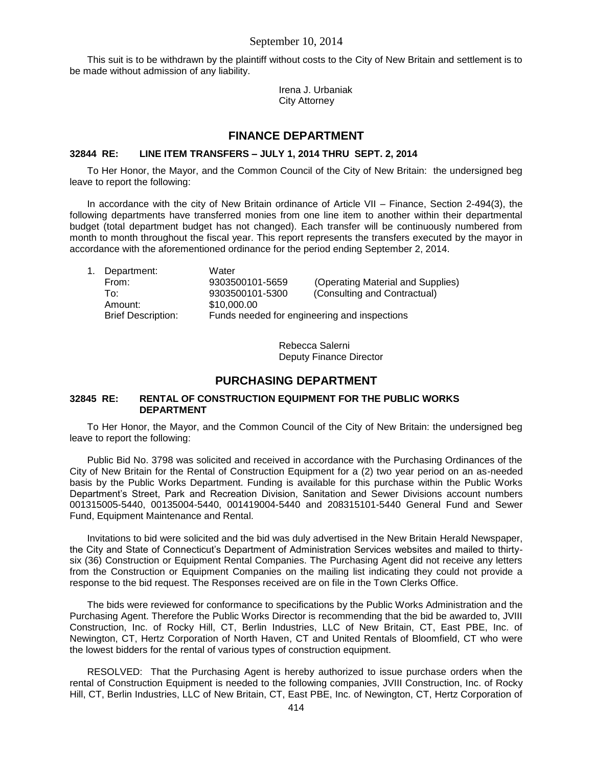This suit is to be withdrawn by the plaintiff without costs to the City of New Britain and settlement is to be made without admission of any liability.

Irena J. Urbaniak
City Attorney

## FINANCE DEPARTMENT

### 32844 RE: LINE ITEM TRANSFERS – JULY 1, 2014 THRU SEPT. 2, 2014

To Her Honor, the Mayor, and the Common Council of the City of New Britain: the undersigned beg leave to report the following:

In accordance with the city of New Britain ordinance of Article VII – Finance, Section 2-494(3), the following departments have transferred monies from one line item to another within their departmental budget (total department budget has not changed). Each transfer will be continuously numbered from month to month throughout the fiscal year. This report represents the transfers executed by the mayor in accordance with the aforementioned ordinance for the period ending September 2, 2014.

1. Department: Water
   From: 9303500101-5659 (Operating Material and Supplies)
   To: 9303500101-5300 (Consulting and Contractual)
   Amount: $10,000.00
   Brief Description: Funds needed for engineering and inspections

Rebecca Salerni
Deputy Finance Director

## PURCHASING DEPARTMENT

### 32845 RE: RENTAL OF CONSTRUCTION EQUIPMENT FOR THE PUBLIC WORKS DEPARTMENT

To Her Honor, the Mayor, and the Common Council of the City of New Britain: the undersigned beg leave to report the following:

Public Bid No. 3798 was solicited and received in accordance with the Purchasing Ordinances of the City of New Britain for the Rental of Construction Equipment for a (2) two year period on an as-needed basis by the Public Works Department. Funding is available for this purchase within the Public Works Department's Street, Park and Recreation Division, Sanitation and Sewer Divisions account numbers 001315005-5440, 00135004-5440, 001419004-5440 and 208315101-5440 General Fund and Sewer Fund, Equipment Maintenance and Rental.

Invitations to bid were solicited and the bid was duly advertised in the New Britain Herald Newspaper, the City and State of Connecticut's Department of Administration Services websites and mailed to thirty-six (36) Construction or Equipment Rental Companies. The Purchasing Agent did not receive any letters from the Construction or Equipment Companies on the mailing list indicating they could not provide a response to the bid request. The Responses received are on file in the Town Clerks Office.

The bids were reviewed for conformance to specifications by the Public Works Administration and the Purchasing Agent. Therefore the Public Works Director is recommending that the bid be awarded to, JVIII Construction, Inc. of Rocky Hill, CT, Berlin Industries, LLC of New Britain, CT, East PBE, Inc. of Newington, CT, Hertz Corporation of North Haven, CT and United Rentals of Bloomfield, CT who were the lowest bidders for the rental of various types of construction equipment.

RESOLVED: That the Purchasing Agent is hereby authorized to issue purchase orders when the rental of Construction Equipment is needed to the following companies, JVIII Construction, Inc. of Rocky Hill, CT, Berlin Industries, LLC of New Britain, CT, East PBE, Inc. of Newington, CT, Hertz Corporation of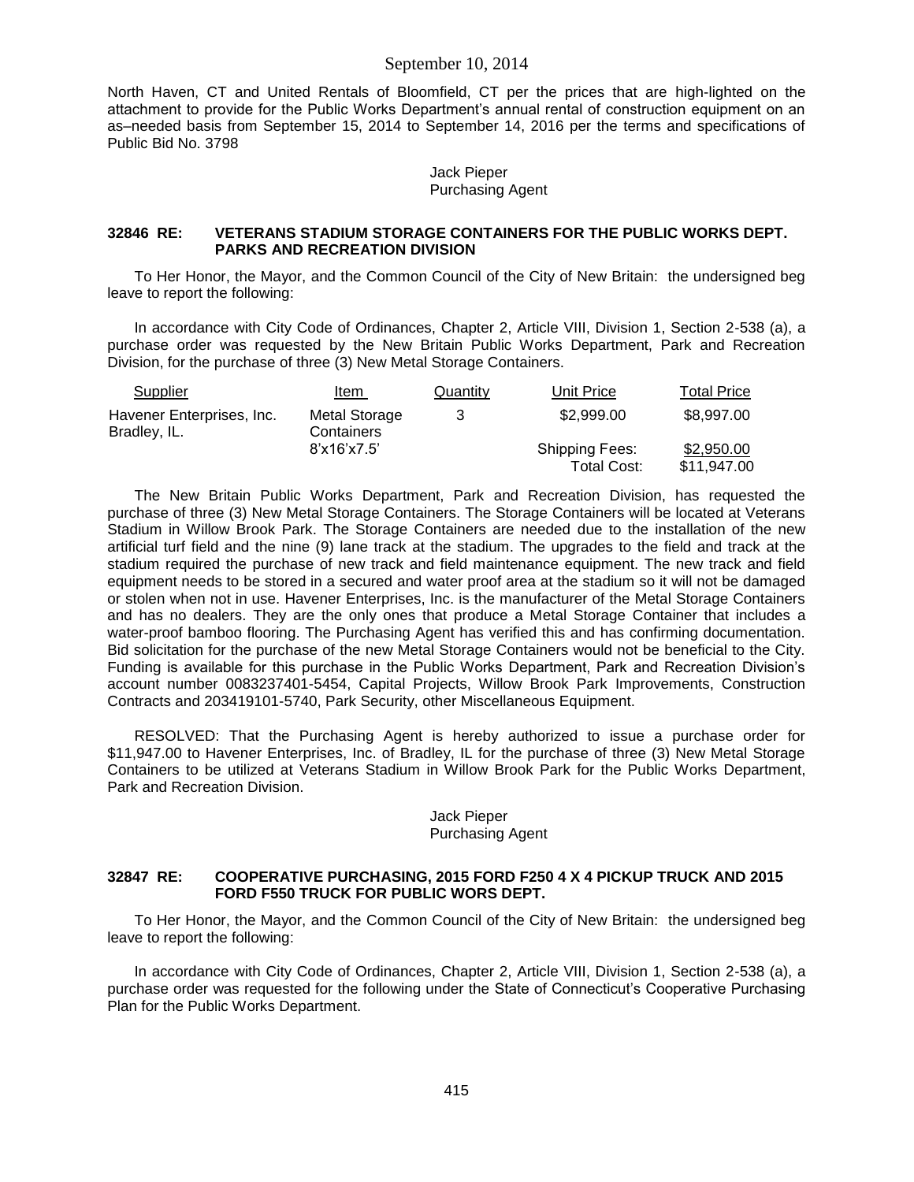North Haven, CT and United Rentals of Bloomfield, CT per the prices that are high-lighted on the attachment to provide for the Public Works Department's annual rental of construction equipment on an as–needed basis from September 15, 2014 to September 14, 2016 per the terms and specifications of Public Bid No. 3798

Jack Pieper
Purchasing Agent

**32846 RE: VETERANS STADIUM STORAGE CONTAINERS FOR THE PUBLIC WORKS DEPT. PARKS AND RECREATION DIVISION**

To Her Honor, the Mayor, and the Common Council of the City of New Britain: the undersigned beg leave to report the following:

In accordance with City Code of Ordinances, Chapter 2, Article VIII, Division 1, Section 2-538 (a), a purchase order was requested by the New Britain Public Works Department, Park and Recreation Division, for the purchase of three (3) New Metal Storage Containers.

| Supplier | Item | Quantity | Unit Price | Total Price |
|---|---|---|---|---|
| Havener Enterprises, Inc. Bradley, IL. | Metal Storage Containers 8'x16'x7.5' | 3 | $2,999.00 | $8,997.00 |
| | | | Shipping Fees: | $2,950.00 |
| | | | Total Cost: | $11,947.00 |

The New Britain Public Works Department, Park and Recreation Division, has requested the purchase of three (3) New Metal Storage Containers. The Storage Containers will be located at Veterans Stadium in Willow Brook Park. The Storage Containers are needed due to the installation of the new artificial turf field and the nine (9) lane track at the stadium. The upgrades to the field and track at the stadium required the purchase of new track and field maintenance equipment. The new track and field equipment needs to be stored in a secured and water proof area at the stadium so it will not be damaged or stolen when not in use. Havener Enterprises, Inc. is the manufacturer of the Metal Storage Containers and has no dealers. They are the only ones that produce a Metal Storage Container that includes a water-proof bamboo flooring. The Purchasing Agent has verified this and has confirming documentation. Bid solicitation for the purchase of the new Metal Storage Containers would not be beneficial to the City. Funding is available for this purchase in the Public Works Department, Park and Recreation Division's account number 0083237401-5454, Capital Projects, Willow Brook Park Improvements, Construction Contracts and 203419101-5740, Park Security, other Miscellaneous Equipment.

RESOLVED: That the Purchasing Agent is hereby authorized to issue a purchase order for $11,947.00 to Havener Enterprises, Inc. of Bradley, IL for the purchase of three (3) New Metal Storage Containers to be utilized at Veterans Stadium in Willow Brook Park for the Public Works Department, Park and Recreation Division.

Jack Pieper
Purchasing Agent

**32847 RE: COOPERATIVE PURCHASING, 2015 FORD F250 4 X 4 PICKUP TRUCK AND 2015 FORD F550 TRUCK FOR PUBLIC WORS DEPT.**

To Her Honor, the Mayor, and the Common Council of the City of New Britain: the undersigned beg leave to report the following:

In accordance with City Code of Ordinances, Chapter 2, Article VIII, Division 1, Section 2-538 (a), a purchase order was requested for the following under the State of Connecticut's Cooperative Purchasing Plan for the Public Works Department.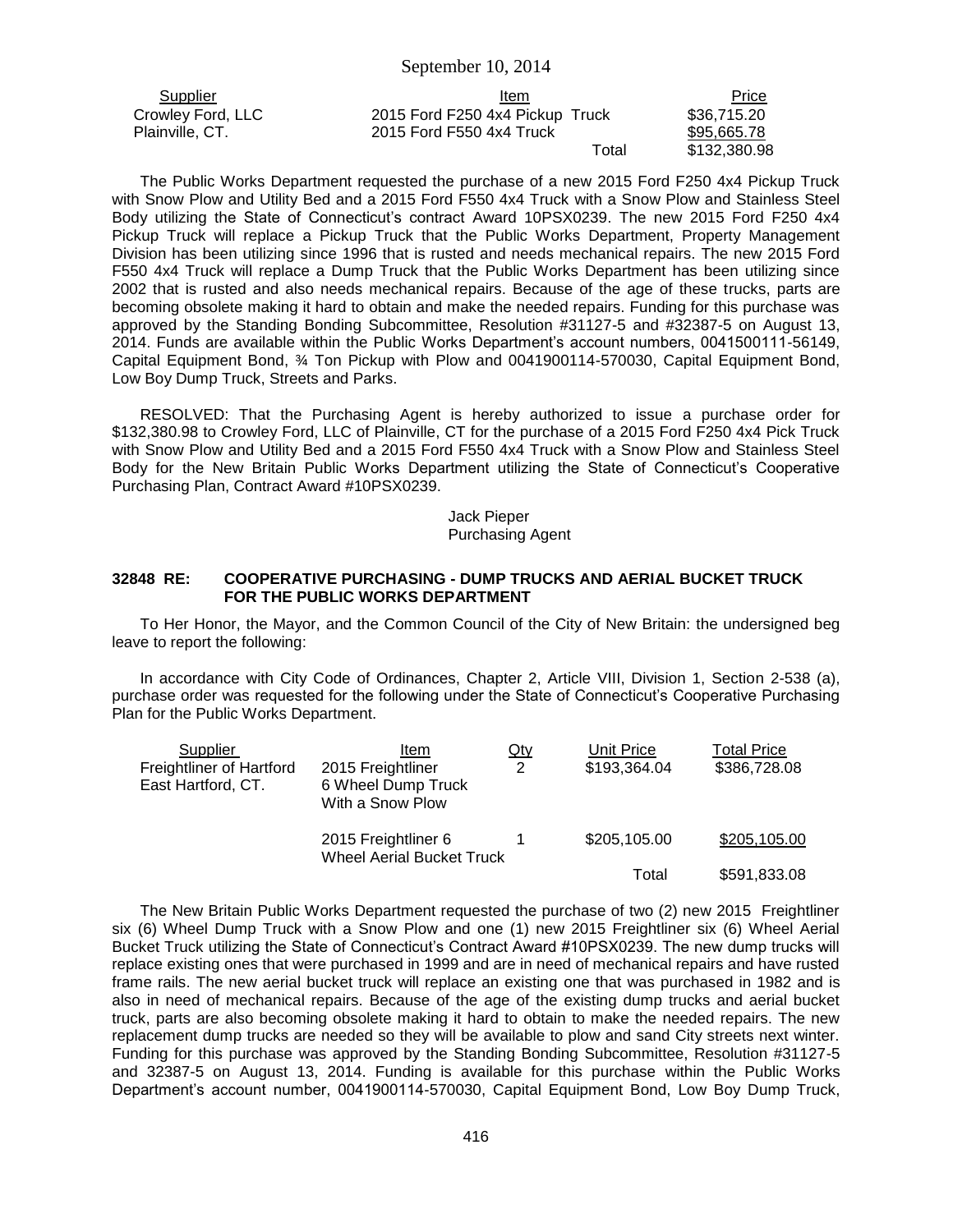| Supplier | Item | Price |
|---|---|---|
| Crowley Ford, LLC | 2015 Ford F250 4x4 Pickup Truck | \$36,715.20 |
| Plainville, CT. | 2015 Ford F550 4x4 Truck | \$95,665.78 |
| | Total | \$132,380.98 |

The Public Works Department requested the purchase of a new 2015 Ford F250 4x4 Pickup Truck with Snow Plow and Utility Bed and a 2015 Ford F550 4x4 Truck with a Snow Plow and Stainless Steel Body utilizing the State of Connecticut's contract Award 10PSX0239. The new 2015 Ford F250 4x4 Pickup Truck will replace a Pickup Truck that the Public Works Department, Property Management Division has been utilizing since 1996 that is rusted and needs mechanical repairs. The new 2015 Ford F550 4x4 Truck will replace a Dump Truck that the Public Works Department has been utilizing since 2002 that is rusted and also needs mechanical repairs. Because of the age of these trucks, parts are becoming obsolete making it hard to obtain and make the needed repairs. Funding for this purchase was approved by the Standing Bonding Subcommittee, Resolution #31127-5 and #32387-5 on August 13, 2014. Funds are available within the Public Works Department's account numbers, 0041500111-56149, Capital Equipment Bond, ¾ Ton Pickup with Plow and 0041900114-570030, Capital Equipment Bond, Low Boy Dump Truck, Streets and Parks.

RESOLVED: That the Purchasing Agent is hereby authorized to issue a purchase order for \$132,380.98 to Crowley Ford, LLC of Plainville, CT for the purchase of a 2015 Ford F250 4x4 Pick Truck with Snow Plow and Utility Bed and a 2015 Ford F550 4x4 Truck with a Snow Plow and Stainless Steel Body for the New Britain Public Works Department utilizing the State of Connecticut's Cooperative Purchasing Plan, Contract Award #10PSX0239.

Jack Pieper
Purchasing Agent

**32848 RE: COOPERATIVE PURCHASING - DUMP TRUCKS AND AERIAL BUCKET TRUCK FOR THE PUBLIC WORKS DEPARTMENT**

To Her Honor, the Mayor, and the Common Council of the City of New Britain: the undersigned beg leave to report the following:

In accordance with City Code of Ordinances, Chapter 2, Article VIII, Division 1, Section 2-538 (a), purchase order was requested for the following under the State of Connecticut's Cooperative Purchasing Plan for the Public Works Department.

| Supplier | Item | Qty | Unit Price | Total Price |
|---|---|---|---|---|
| Freightliner of Hartford East Hartford, CT. | 2015 Freightliner 6 Wheel Dump Truck With a Snow Plow | 2 | \$193,364.04 | \$386,728.08 |
| | 2015 Freightliner 6 Wheel Aerial Bucket Truck | 1 | \$205,105.00 | \$205,105.00 |
| | | | Total | \$591,833.08 |

The New Britain Public Works Department requested the purchase of two (2) new 2015 Freightliner six (6) Wheel Dump Truck with a Snow Plow and one (1) new 2015 Freightliner six (6) Wheel Aerial Bucket Truck utilizing the State of Connecticut's Contract Award #10PSX0239. The new dump trucks will replace existing ones that were purchased in 1999 and are in need of mechanical repairs and have rusted frame rails. The new aerial bucket truck will replace an existing one that was purchased in 1982 and is also in need of mechanical repairs. Because of the age of the existing dump trucks and aerial bucket truck, parts are also becoming obsolete making it hard to obtain to make the needed repairs. The new replacement dump trucks are needed so they will be available to plow and sand City streets next winter. Funding for this purchase was approved by the Standing Bonding Subcommittee, Resolution #31127-5 and 32387-5 on August 13, 2014. Funding is available for this purchase within the Public Works Department's account number, 0041900114-570030, Capital Equipment Bond, Low Boy Dump Truck,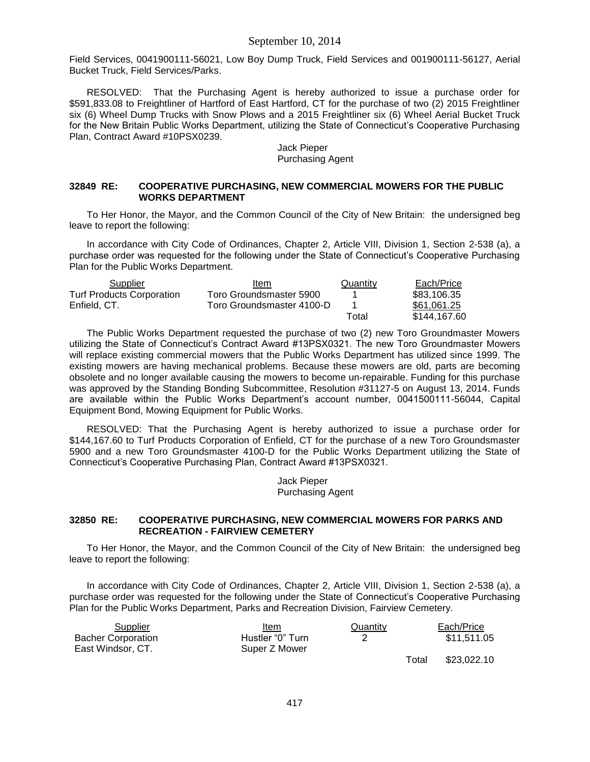Field Services, 0041900111-56021, Low Boy Dump Truck, Field Services and 001900111-56127, Aerial Bucket Truck, Field Services/Parks.

RESOLVED: That the Purchasing Agent is hereby authorized to issue a purchase order for $591,833.08 to Freightliner of Hartford of East Hartford, CT for the purchase of two (2) 2015 Freightliner six (6) Wheel Dump Trucks with Snow Plows and a 2015 Freightliner six (6) Wheel Aerial Bucket Truck for the New Britain Public Works Department, utilizing the State of Connecticut's Cooperative Purchasing Plan, Contract Award #10PSX0239.

Jack Pieper
Purchasing Agent

### 32849 RE: COOPERATIVE PURCHASING, NEW COMMERCIAL MOWERS FOR THE PUBLIC WORKS DEPARTMENT

To Her Honor, the Mayor, and the Common Council of the City of New Britain: the undersigned beg leave to report the following:

In accordance with City Code of Ordinances, Chapter 2, Article VIII, Division 1, Section 2-538 (a), a purchase order was requested for the following under the State of Connecticut's Cooperative Purchasing Plan for the Public Works Department.

| Supplier | Item | Quantity | Each/Price |
|---|---|---|---|
| Turf Products Corporation | Toro Groundsmaster 5900 | 1 | $83,106.35 |
| Enfield, CT. | Toro Groundsmaster 4100-D | 1 | $61,061.25 |
| | | Total | $144,167.60 |

The Public Works Department requested the purchase of two (2) new Toro Groundmaster Mowers utilizing the State of Connecticut's Contract Award #13PSX0321. The new Toro Groundmaster Mowers will replace existing commercial mowers that the Public Works Department has utilized since 1999. The existing mowers are having mechanical problems. Because these mowers are old, parts are becoming obsolete and no longer available causing the mowers to become un-repairable. Funding for this purchase was approved by the Standing Bonding Subcommittee, Resolution #31127-5 on August 13, 2014. Funds are available within the Public Works Department's account number, 0041500111-56044, Capital Equipment Bond, Mowing Equipment for Public Works.

RESOLVED: That the Purchasing Agent is hereby authorized to issue a purchase order for $144,167.60 to Turf Products Corporation of Enfield, CT for the purchase of a new Toro Groundsmaster 5900 and a new Toro Groundsmaster 4100-D for the Public Works Department utilizing the State of Connecticut's Cooperative Purchasing Plan, Contract Award #13PSX0321.

Jack Pieper
Purchasing Agent

### 32850 RE: COOPERATIVE PURCHASING, NEW COMMERCIAL MOWERS FOR PARKS AND RECREATION - FAIRVIEW CEMETERY

To Her Honor, the Mayor, and the Common Council of the City of New Britain: the undersigned beg leave to report the following:

In accordance with City Code of Ordinances, Chapter 2, Article VIII, Division 1, Section 2-538 (a), a purchase order was requested for the following under the State of Connecticut's Cooperative Purchasing Plan for the Public Works Department, Parks and Recreation Division, Fairview Cemetery.

| Supplier | Item | Quantity | Each/Price |
|---|---|---|---|
| Bacher Corporation<br>East Windsor, CT. | Hustler "0" Turn<br>Super Z Mower | 2 | $11,511.05 |
| | | Total | $23,022.10 |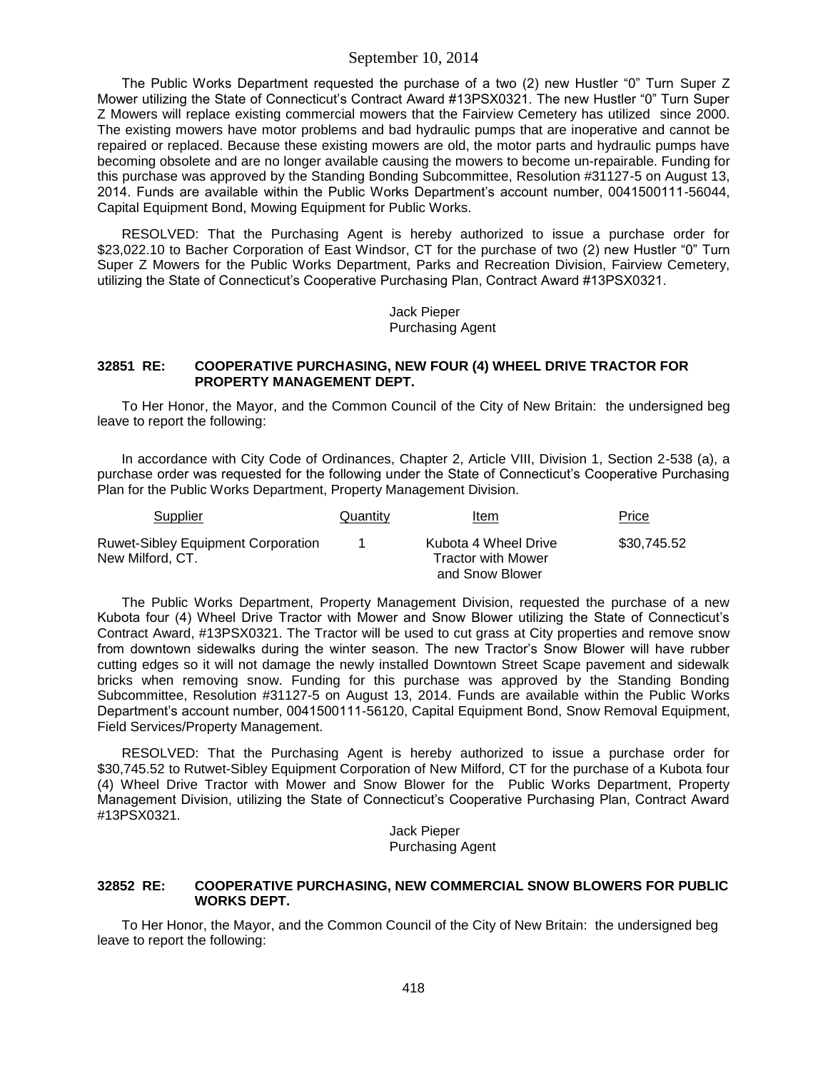The Public Works Department requested the purchase of a two (2) new Hustler "0" Turn Super Z Mower utilizing the State of Connecticut's Contract Award #13PSX0321. The new Hustler "0" Turn Super Z Mowers will replace existing commercial mowers that the Fairview Cemetery has utilized since 2000. The existing mowers have motor problems and bad hydraulic pumps that are inoperative and cannot be repaired or replaced. Because these existing mowers are old, the motor parts and hydraulic pumps have becoming obsolete and are no longer available causing the mowers to become un-repairable. Funding for this purchase was approved by the Standing Bonding Subcommittee, Resolution #31127-5 on August 13, 2014. Funds are available within the Public Works Department's account number, 0041500111-56044, Capital Equipment Bond, Mowing Equipment for Public Works.

RESOLVED: That the Purchasing Agent is hereby authorized to issue a purchase order for $23,022.10 to Bacher Corporation of East Windsor, CT for the purchase of two (2) new Hustler "0" Turn Super Z Mowers for the Public Works Department, Parks and Recreation Division, Fairview Cemetery, utilizing the State of Connecticut's Cooperative Purchasing Plan, Contract Award #13PSX0321.

Jack Pieper
Purchasing Agent

### 32851 RE: COOPERATIVE PURCHASING, NEW FOUR (4) WHEEL DRIVE TRACTOR FOR PROPERTY MANAGEMENT DEPT.

To Her Honor, the Mayor, and the Common Council of the City of New Britain: the undersigned beg leave to report the following:

In accordance with City Code of Ordinances, Chapter 2, Article VIII, Division 1, Section 2-538 (a), a purchase order was requested for the following under the State of Connecticut's Cooperative Purchasing Plan for the Public Works Department, Property Management Division.

| Supplier | Quantity | Item | Price |
|---|---|---|---|
| Ruwet-Sibley Equipment Corporation New Milford, CT. | 1 | Kubota 4 Wheel Drive Tractor with Mower and Snow Blower | $30,745.52 |

The Public Works Department, Property Management Division, requested the purchase of a new Kubota four (4) Wheel Drive Tractor with Mower and Snow Blower utilizing the State of Connecticut's Contract Award, #13PSX0321. The Tractor will be used to cut grass at City properties and remove snow from downtown sidewalks during the winter season. The new Tractor's Snow Blower will have rubber cutting edges so it will not damage the newly installed Downtown Street Scape pavement and sidewalk bricks when removing snow. Funding for this purchase was approved by the Standing Bonding Subcommittee, Resolution #31127-5 on August 13, 2014. Funds are available within the Public Works Department's account number, 0041500111-56120, Capital Equipment Bond, Snow Removal Equipment, Field Services/Property Management.

RESOLVED: That the Purchasing Agent is hereby authorized to issue a purchase order for $30,745.52 to Rutwet-Sibley Equipment Corporation of New Milford, CT for the purchase of a Kubota four (4) Wheel Drive Tractor with Mower and Snow Blower for the Public Works Department, Property Management Division, utilizing the State of Connecticut's Cooperative Purchasing Plan, Contract Award #13PSX0321.

Jack Pieper
Purchasing Agent

### 32852 RE: COOPERATIVE PURCHASING, NEW COMMERCIAL SNOW BLOWERS FOR PUBLIC WORKS DEPT.

To Her Honor, the Mayor, and the Common Council of the City of New Britain: the undersigned beg leave to report the following: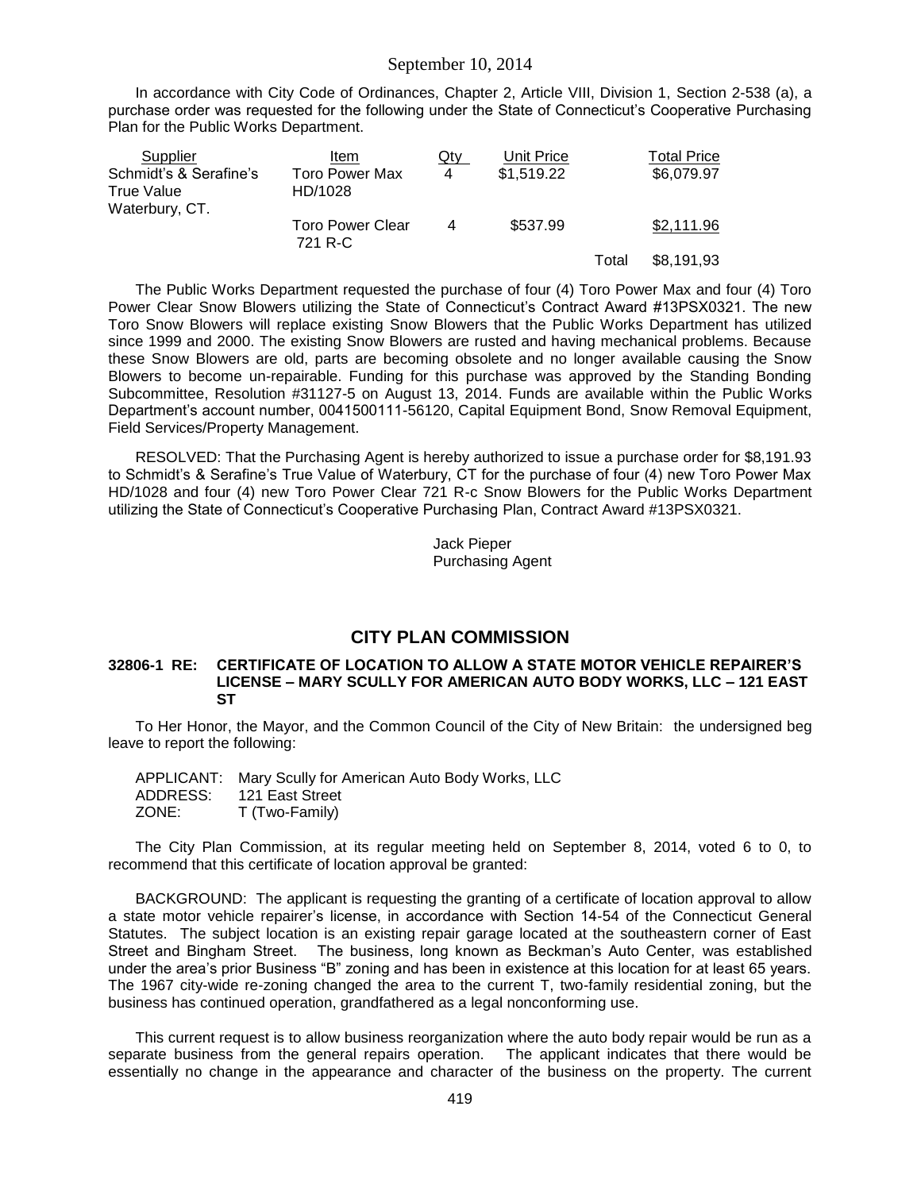In accordance with City Code of Ordinances, Chapter 2, Article VIII, Division 1, Section 2-538 (a), a purchase order was requested for the following under the State of Connecticut's Cooperative Purchasing Plan for the Public Works Department.

| Supplier | Item | Qty | Unit Price | | Total Price |
|---|---|---|---|---|---|
| Schmidt's & Serafine's True Value Waterbury, CT. | Toro Power Max HD/1028 | 4 | \$1,519.22 | | \$6,079.97 |
| | Toro Power Clear 721 R-C | 4 | \$537.99 | | \$2,111.96 |
| | | | | Total | \$8,191,93 |

The Public Works Department requested the purchase of four (4) Toro Power Max and four (4) Toro Power Clear Snow Blowers utilizing the State of Connecticut's Contract Award #13PSX0321. The new Toro Snow Blowers will replace existing Snow Blowers that the Public Works Department has utilized since 1999 and 2000. The existing Snow Blowers are rusted and having mechanical problems. Because these Snow Blowers are old, parts are becoming obsolete and no longer available causing the Snow Blowers to become un-repairable. Funding for this purchase was approved by the Standing Bonding Subcommittee, Resolution #31127-5 on August 13, 2014. Funds are available within the Public Works Department's account number, 0041500111-56120, Capital Equipment Bond, Snow Removal Equipment, Field Services/Property Management.

RESOLVED: That the Purchasing Agent is hereby authorized to issue a purchase order for \$8,191.93 to Schmidt's & Serafine's True Value of Waterbury, CT for the purchase of four (4) new Toro Power Max HD/1028 and four (4) new Toro Power Clear 721 R-c Snow Blowers for the Public Works Department utilizing the State of Connecticut's Cooperative Purchasing Plan, Contract Award #13PSX0321.

Jack Pieper
Purchasing Agent

## CITY PLAN COMMISSION

### 32806-1 RE: CERTIFICATE OF LOCATION TO ALLOW A STATE MOTOR VEHICLE REPAIRER'S LICENSE – MARY SCULLY FOR AMERICAN AUTO BODY WORKS, LLC – 121 EAST ST

To Her Honor, the Mayor, and the Common Council of the City of New Britain: the undersigned beg leave to report the following:

APPLICANT: Mary Scully for American Auto Body Works, LLC
ADDRESS: 121 East Street
ZONE: T (Two-Family)

The City Plan Commission, at its regular meeting held on September 8, 2014, voted 6 to 0, to recommend that this certificate of location approval be granted:

BACKGROUND: The applicant is requesting the granting of a certificate of location approval to allow a state motor vehicle repairer's license, in accordance with Section 14-54 of the Connecticut General Statutes. The subject location is an existing repair garage located at the southeastern corner of East Street and Bingham Street. The business, long known as Beckman's Auto Center, was established under the area's prior Business "B" zoning and has been in existence at this location for at least 65 years. The 1967 city-wide re-zoning changed the area to the current T, two-family residential zoning, but the business has continued operation, grandfathered as a legal nonconforming use.

This current request is to allow business reorganization where the auto body repair would be run as a separate business from the general repairs operation. The applicant indicates that there would be essentially no change in the appearance and character of the business on the property. The current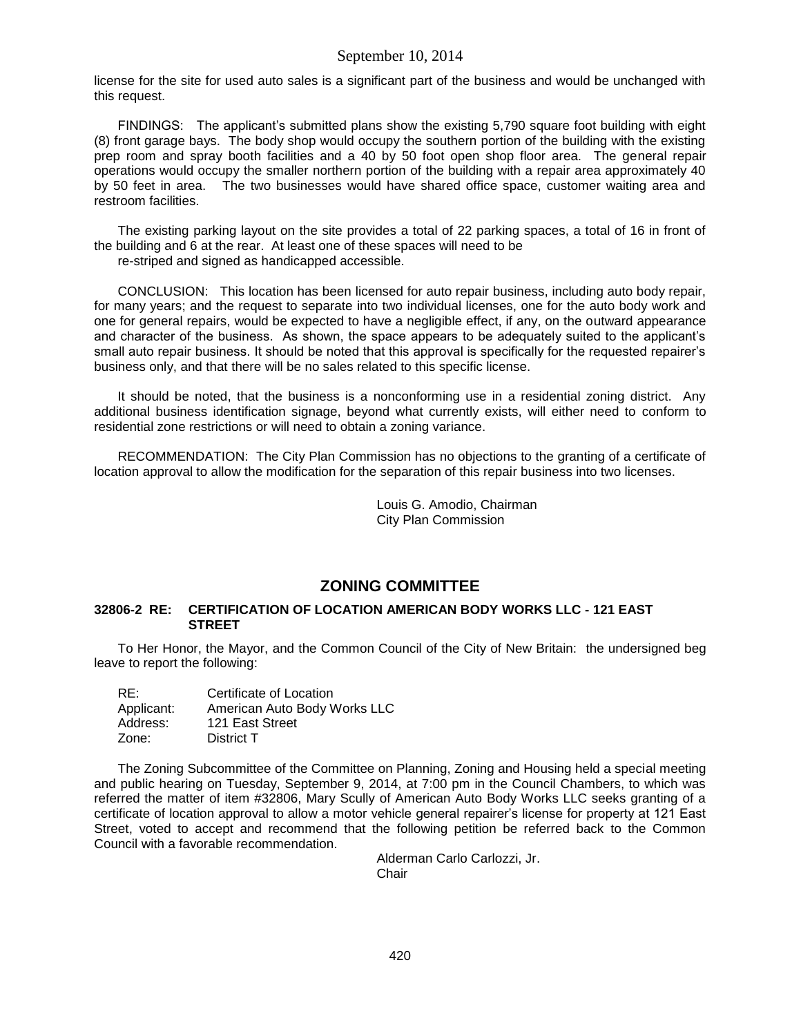license for the site for used auto sales is a significant part of the business and would be unchanged with this request.

FINDINGS: The applicant's submitted plans show the existing 5,790 square foot building with eight (8) front garage bays. The body shop would occupy the southern portion of the building with the existing prep room and spray booth facilities and a 40 by 50 foot open shop floor area. The general repair operations would occupy the smaller northern portion of the building with a repair area approximately 40 by 50 feet in area. The two businesses would have shared office space, customer waiting area and restroom facilities.

The existing parking layout on the site provides a total of 22 parking spaces, a total of 16 in front of the building and 6 at the rear. At least one of these spaces will need to be re-striped and signed as handicapped accessible.

CONCLUSION: This location has been licensed for auto repair business, including auto body repair, for many years; and the request to separate into two individual licenses, one for the auto body work and one for general repairs, would be expected to have a negligible effect, if any, on the outward appearance and character of the business. As shown, the space appears to be adequately suited to the applicant's small auto repair business. It should be noted that this approval is specifically for the requested repairer's business only, and that there will be no sales related to this specific license.

It should be noted, that the business is a nonconforming use in a residential zoning district. Any additional business identification signage, beyond what currently exists, will either need to conform to residential zone restrictions or will need to obtain a zoning variance.

RECOMMENDATION: The City Plan Commission has no objections to the granting of a certificate of location approval to allow the modification for the separation of this repair business into two licenses.

Louis G. Amodio, Chairman
City Plan Commission

## ZONING COMMITTEE

### 32806-2 RE: CERTIFICATION OF LOCATION AMERICAN BODY WORKS LLC - 121 EAST STREET

To Her Honor, the Mayor, and the Common Council of the City of New Britain: the undersigned beg leave to report the following:

RE: Certificate of Location
Applicant: American Auto Body Works LLC
Address: 121 East Street
Zone: District T

The Zoning Subcommittee of the Committee on Planning, Zoning and Housing held a special meeting and public hearing on Tuesday, September 9, 2014, at 7:00 pm in the Council Chambers, to which was referred the matter of item #32806, Mary Scully of American Auto Body Works LLC seeks granting of a certificate of location approval to allow a motor vehicle general repairer's license for property at 121 East Street, voted to accept and recommend that the following petition be referred back to the Common Council with a favorable recommendation.

Alderman Carlo Carlozzi, Jr.
Chair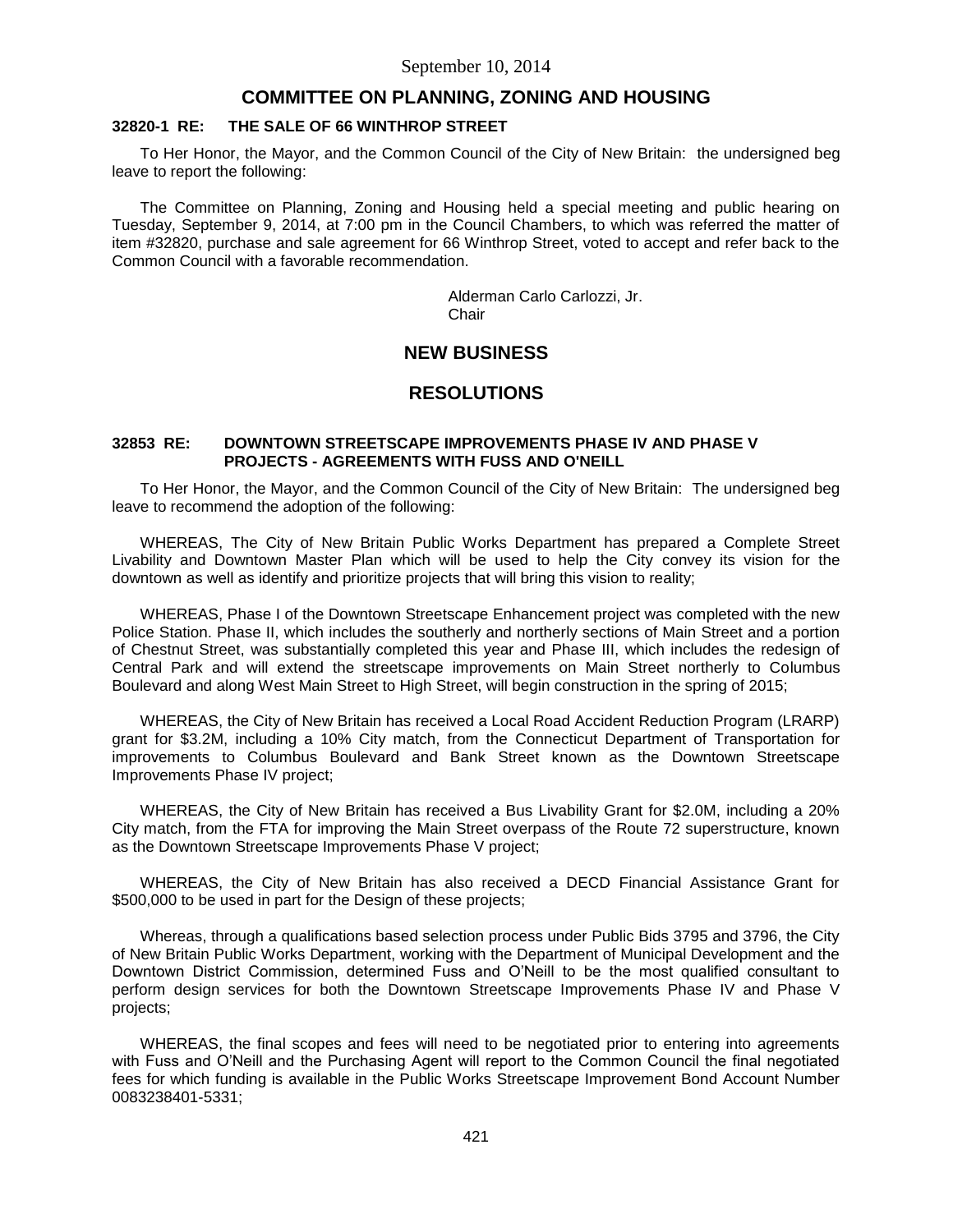September 10, 2014

## COMMITTEE ON PLANNING, ZONING AND HOUSING

### 32820-1 RE: THE SALE OF 66 WINTHROP STREET

To Her Honor, the Mayor, and the Common Council of the City of New Britain: the undersigned beg leave to report the following:

The Committee on Planning, Zoning and Housing held a special meeting and public hearing on Tuesday, September 9, 2014, at 7:00 pm in the Council Chambers, to which was referred the matter of item #32820, purchase and sale agreement for 66 Winthrop Street, voted to accept and refer back to the Common Council with a favorable recommendation.

Alderman Carlo Carlozzi, Jr.
Chair

## NEW BUSINESS

## RESOLUTIONS

### 32853 RE: DOWNTOWN STREETSCAPE IMPROVEMENTS PHASE IV AND PHASE V PROJECTS - AGREEMENTS WITH FUSS AND O'NEILL

To Her Honor, the Mayor, and the Common Council of the City of New Britain: The undersigned beg leave to recommend the adoption of the following:

WHEREAS, The City of New Britain Public Works Department has prepared a Complete Street Livability and Downtown Master Plan which will be used to help the City convey its vision for the downtown as well as identify and prioritize projects that will bring this vision to reality;

WHEREAS, Phase I of the Downtown Streetscape Enhancement project was completed with the new Police Station. Phase II, which includes the southerly and northerly sections of Main Street and a portion of Chestnut Street, was substantially completed this year and Phase III, which includes the redesign of Central Park and will extend the streetscape improvements on Main Street northerly to Columbus Boulevard and along West Main Street to High Street, will begin construction in the spring of 2015;

WHEREAS, the City of New Britain has received a Local Road Accident Reduction Program (LRARP) grant for $3.2M, including a 10% City match, from the Connecticut Department of Transportation for improvements to Columbus Boulevard and Bank Street known as the Downtown Streetscape Improvements Phase IV project;

WHEREAS, the City of New Britain has received a Bus Livability Grant for $2.0M, including a 20% City match, from the FTA for improving the Main Street overpass of the Route 72 superstructure, known as the Downtown Streetscape Improvements Phase V project;

WHEREAS, the City of New Britain has also received a DECD Financial Assistance Grant for $500,000 to be used in part for the Design of these projects;

Whereas, through a qualifications based selection process under Public Bids 3795 and 3796, the City of New Britain Public Works Department, working with the Department of Municipal Development and the Downtown District Commission, determined Fuss and O'Neill to be the most qualified consultant to perform design services for both the Downtown Streetscape Improvements Phase IV and Phase V projects;

WHEREAS, the final scopes and fees will need to be negotiated prior to entering into agreements with Fuss and O'Neill and the Purchasing Agent will report to the Common Council the final negotiated fees for which funding is available in the Public Works Streetscape Improvement Bond Account Number 0083238401-5331;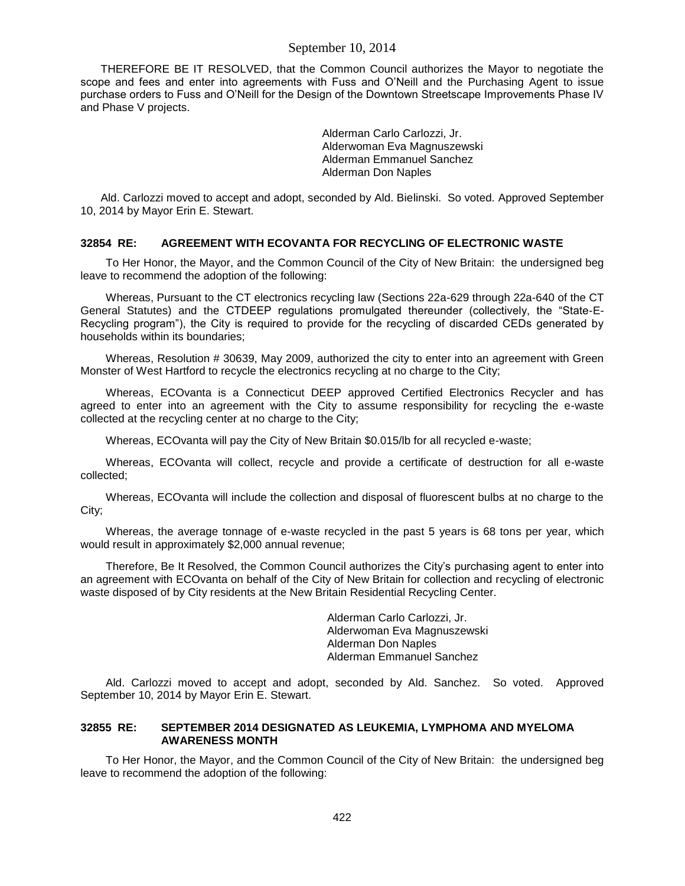THEREFORE BE IT RESOLVED, that the Common Council authorizes the Mayor to negotiate the scope and fees and enter into agreements with Fuss and O'Neill and the Purchasing Agent to issue purchase orders to Fuss and O'Neill for the Design of the Downtown Streetscape Improvements Phase IV and Phase V projects.

Alderman Carlo Carlozzi, Jr.
Alderwoman Eva Magnuszewski
Alderman Emmanuel Sanchez
Alderman Don Naples

Ald. Carlozzi moved to accept and adopt, seconded by Ald. Bielinski. So voted. Approved September 10, 2014 by Mayor Erin E. Stewart.

### 32854 RE: AGREEMENT WITH ECOVANTA FOR RECYCLING OF ELECTRONIC WASTE

To Her Honor, the Mayor, and the Common Council of the City of New Britain: the undersigned beg leave to recommend the adoption of the following:

Whereas, Pursuant to the CT electronics recycling law (Sections 22a-629 through 22a-640 of the CT General Statutes) and the CTDEEP regulations promulgated thereunder (collectively, the "State-E-Recycling program"), the City is required to provide for the recycling of discarded CEDs generated by households within its boundaries;

Whereas, Resolution # 30639, May 2009, authorized the city to enter into an agreement with Green Monster of West Hartford to recycle the electronics recycling at no charge to the City;

Whereas, ECOvanta is a Connecticut DEEP approved Certified Electronics Recycler and has agreed to enter into an agreement with the City to assume responsibility for recycling the e-waste collected at the recycling center at no charge to the City;

Whereas, ECOvanta will pay the City of New Britain $0.015/lb for all recycled e-waste;

Whereas, ECOvanta will collect, recycle and provide a certificate of destruction for all e-waste collected;

Whereas, ECOvanta will include the collection and disposal of fluorescent bulbs at no charge to the City;

Whereas, the average tonnage of e-waste recycled in the past 5 years is 68 tons per year, which would result in approximately $2,000 annual revenue;

Therefore, Be It Resolved, the Common Council authorizes the City's purchasing agent to enter into an agreement with ECOvanta on behalf of the City of New Britain for collection and recycling of electronic waste disposed of by City residents at the New Britain Residential Recycling Center.

Alderman Carlo Carlozzi, Jr.
Alderwoman Eva Magnuszewski
Alderman Don Naples
Alderman Emmanuel Sanchez

Ald. Carlozzi moved to accept and adopt, seconded by Ald. Sanchez. So voted. Approved September 10, 2014 by Mayor Erin E. Stewart.

### 32855 RE: SEPTEMBER 2014 DESIGNATED AS LEUKEMIA, LYMPHOMA AND MYELOMA AWARENESS MONTH

To Her Honor, the Mayor, and the Common Council of the City of New Britain: the undersigned beg leave to recommend the adoption of the following: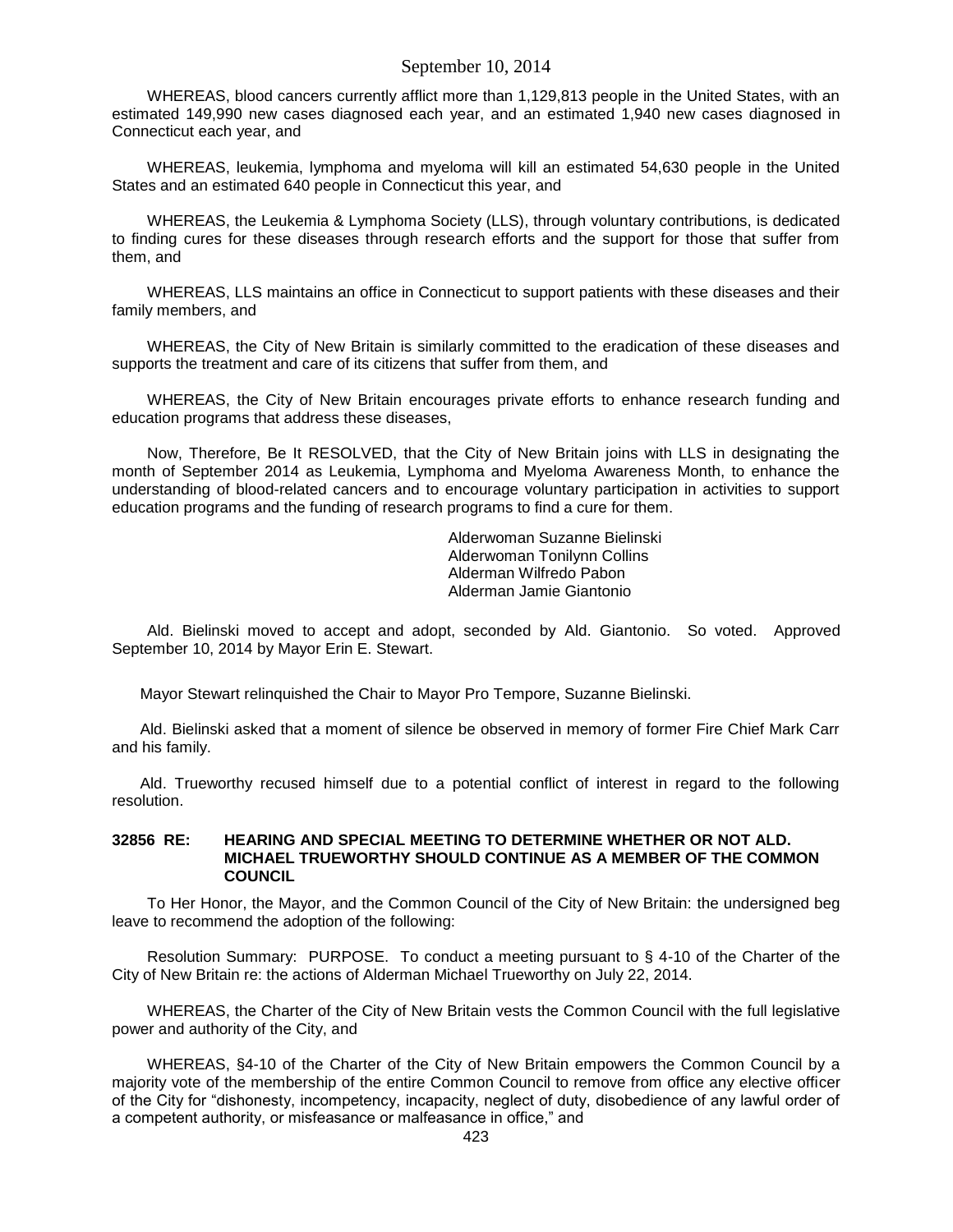WHEREAS, blood cancers currently afflict more than 1,129,813 people in the United States, with an estimated 149,990 new cases diagnosed each year, and an estimated 1,940 new cases diagnosed in Connecticut each year, and

WHEREAS, leukemia, lymphoma and myeloma will kill an estimated 54,630 people in the United States and an estimated 640 people in Connecticut this year, and

WHEREAS, the Leukemia & Lymphoma Society (LLS), through voluntary contributions, is dedicated to finding cures for these diseases through research efforts and the support for those that suffer from them, and

WHEREAS, LLS maintains an office in Connecticut to support patients with these diseases and their family members, and

WHEREAS, the City of New Britain is similarly committed to the eradication of these diseases and supports the treatment and care of its citizens that suffer from them, and

WHEREAS, the City of New Britain encourages private efforts to enhance research funding and education programs that address these diseases,

Now, Therefore, Be It RESOLVED, that the City of New Britain joins with LLS in designating the month of September 2014 as Leukemia, Lymphoma and Myeloma Awareness Month, to enhance the understanding of blood-related cancers and to encourage voluntary participation in activities to support education programs and the funding of research programs to find a cure for them.

Alderwoman Suzanne Bielinski
Alderwoman Tonilynn Collins
Alderman Wilfredo Pabon
Alderman Jamie Giantonio

Ald. Bielinski moved to accept and adopt, seconded by Ald. Giantonio. So voted. Approved September 10, 2014 by Mayor Erin E. Stewart.

Mayor Stewart relinquished the Chair to Mayor Pro Tempore, Suzanne Bielinski.

Ald. Bielinski asked that a moment of silence be observed in memory of former Fire Chief Mark Carr and his family.

Ald. Trueworthy recused himself due to a potential conflict of interest in regard to the following resolution.

**32856 RE: HEARING AND SPECIAL MEETING TO DETERMINE WHETHER OR NOT ALD. MICHAEL TRUEWORTHY SHOULD CONTINUE AS A MEMBER OF THE COMMON COUNCIL**

To Her Honor, the Mayor, and the Common Council of the City of New Britain: the undersigned beg leave to recommend the adoption of the following:

Resolution Summary: PURPOSE. To conduct a meeting pursuant to § 4-10 of the Charter of the City of New Britain re: the actions of Alderman Michael Trueworthy on July 22, 2014.

WHEREAS, the Charter of the City of New Britain vests the Common Council with the full legislative power and authority of the City, and

WHEREAS, §4-10 of the Charter of the City of New Britain empowers the Common Council by a majority vote of the membership of the entire Common Council to remove from office any elective officer of the City for "dishonesty, incompetency, incapacity, neglect of duty, disobedience of any lawful order of a competent authority, or misfeasance or malfeasance in office," and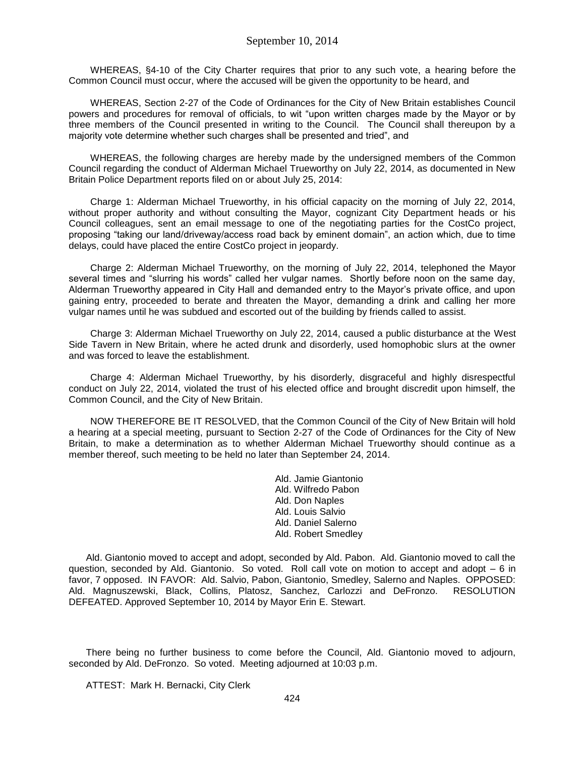WHEREAS, §4-10 of the City Charter requires that prior to any such vote, a hearing before the Common Council must occur, where the accused will be given the opportunity to be heard, and

WHEREAS, Section 2-27 of the Code of Ordinances for the City of New Britain establishes Council powers and procedures for removal of officials, to wit "upon written charges made by the Mayor or by three members of the Council presented in writing to the Council. The Council shall thereupon by a majority vote determine whether such charges shall be presented and tried", and

WHEREAS, the following charges are hereby made by the undersigned members of the Common Council regarding the conduct of Alderman Michael Trueworthy on July 22, 2014, as documented in New Britain Police Department reports filed on or about July 25, 2014:

Charge 1: Alderman Michael Trueworthy, in his official capacity on the morning of July 22, 2014, without proper authority and without consulting the Mayor, cognizant City Department heads or his Council colleagues, sent an email message to one of the negotiating parties for the CostCo project, proposing "taking our land/driveway/access road back by eminent domain", an action which, due to time delays, could have placed the entire CostCo project in jeopardy.

Charge 2: Alderman Michael Trueworthy, on the morning of July 22, 2014, telephoned the Mayor several times and "slurring his words" called her vulgar names. Shortly before noon on the same day, Alderman Trueworthy appeared in City Hall and demanded entry to the Mayor's private office, and upon gaining entry, proceeded to berate and threaten the Mayor, demanding a drink and calling her more vulgar names until he was subdued and escorted out of the building by friends called to assist.

Charge 3: Alderman Michael Trueworthy on July 22, 2014, caused a public disturbance at the West Side Tavern in New Britain, where he acted drunk and disorderly, used homophobic slurs at the owner and was forced to leave the establishment.

Charge 4: Alderman Michael Trueworthy, by his disorderly, disgraceful and highly disrespectful conduct on July 22, 2014, violated the trust of his elected office and brought discredit upon himself, the Common Council, and the City of New Britain.

NOW THEREFORE BE IT RESOLVED, that the Common Council of the City of New Britain will hold a hearing at a special meeting, pursuant to Section 2-27 of the Code of Ordinances for the City of New Britain, to make a determination as to whether Alderman Michael Trueworthy should continue as a member thereof, such meeting to be held no later than September 24, 2014.

Ald. Jamie Giantonio
Ald. Wilfredo Pabon
Ald. Don Naples
Ald. Louis Salvio
Ald. Daniel Salerno
Ald. Robert Smedley

Ald. Giantonio moved to accept and adopt, seconded by Ald. Pabon. Ald. Giantonio moved to call the question, seconded by Ald. Giantonio. So voted. Roll call vote on motion to accept and adopt – 6 in favor, 7 opposed. IN FAVOR: Ald. Salvio, Pabon, Giantonio, Smedley, Salerno and Naples. OPPOSED: Ald. Magnuszewski, Black, Collins, Platosz, Sanchez, Carlozzi and DeFronzo. RESOLUTION DEFEATED. Approved September 10, 2014 by Mayor Erin E. Stewart.

There being no further business to come before the Council, Ald. Giantonio moved to adjourn, seconded by Ald. DeFronzo. So voted. Meeting adjourned at 10:03 p.m.

ATTEST: Mark H. Bernacki, City Clerk